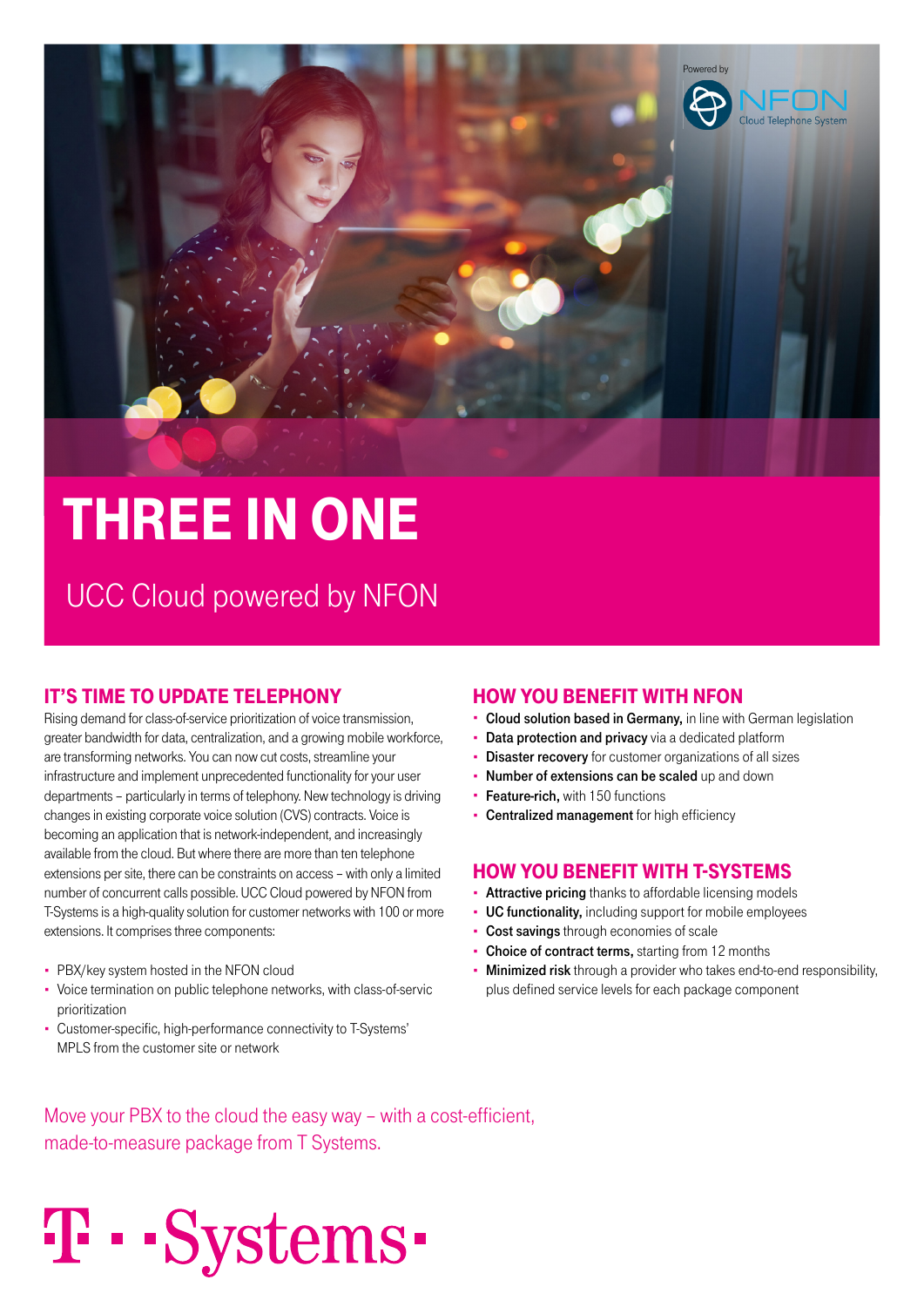Powered by NFON Cloud Telephone System

# THREE IN ONE

## UCC Cloud powered by NFON

### IT'S TIME TO UPDATE TELEPHONY

Rising demand for class-of-service prioritization of voice transmission, greater bandwidth for data, centralization, and a growing mobile workforce, are transforming networks. You can now cut costs, streamline your infrastructure and implement unprecedented functionality for your user departments – particularly in terms of telephony. New technology is driving changes in existing corporate voice solution (CVS) contracts. Voice is becoming an application that is network-independent, and increasingly available from the cloud. But where there are more than ten telephone extensions per site, there can be constraints on access – with only a limited number of concurrent calls possible. UCC Cloud powered by NFON from T-Systems is a high-quality solution for customer networks with 100 or more extensions. It comprises three components:

- PBX/key system hosted in the NFON cloud
- Voice termination on public telephone networks, with class-of-servic prioritization
- Customer-specific, high-performance connectivity to T-Systems' MPLS from the customer site or network

### HOW YOU BENEFIT WITH NFON

- **Cloud solution based in Germany,** in line with German legislation
- **Data protection and privacy** via a dedicated platform
- **Disaster recovery** for customer organizations of all sizes
- **Number of extensions can be scaled** up and down
- **Feature-rich,** with 150 functions
- **Centralized management** for high efficiency

### HOW YOU BENEFIT WITH T-SYSTEMS

- **Attractive pricing** thanks to affordable licensing models
- **UC functionality,** including support for mobile employees
- **Cost savings** through economies of scale
- **Choice of contract terms,** starting from 12 months
- **Minimized risk** through a provider who takes end-to-end responsibility, plus defined service levels for each package component

Move your PBX to the cloud the easy way – with a cost-efficient, made-to-measure package from T Systems.

T··Systems·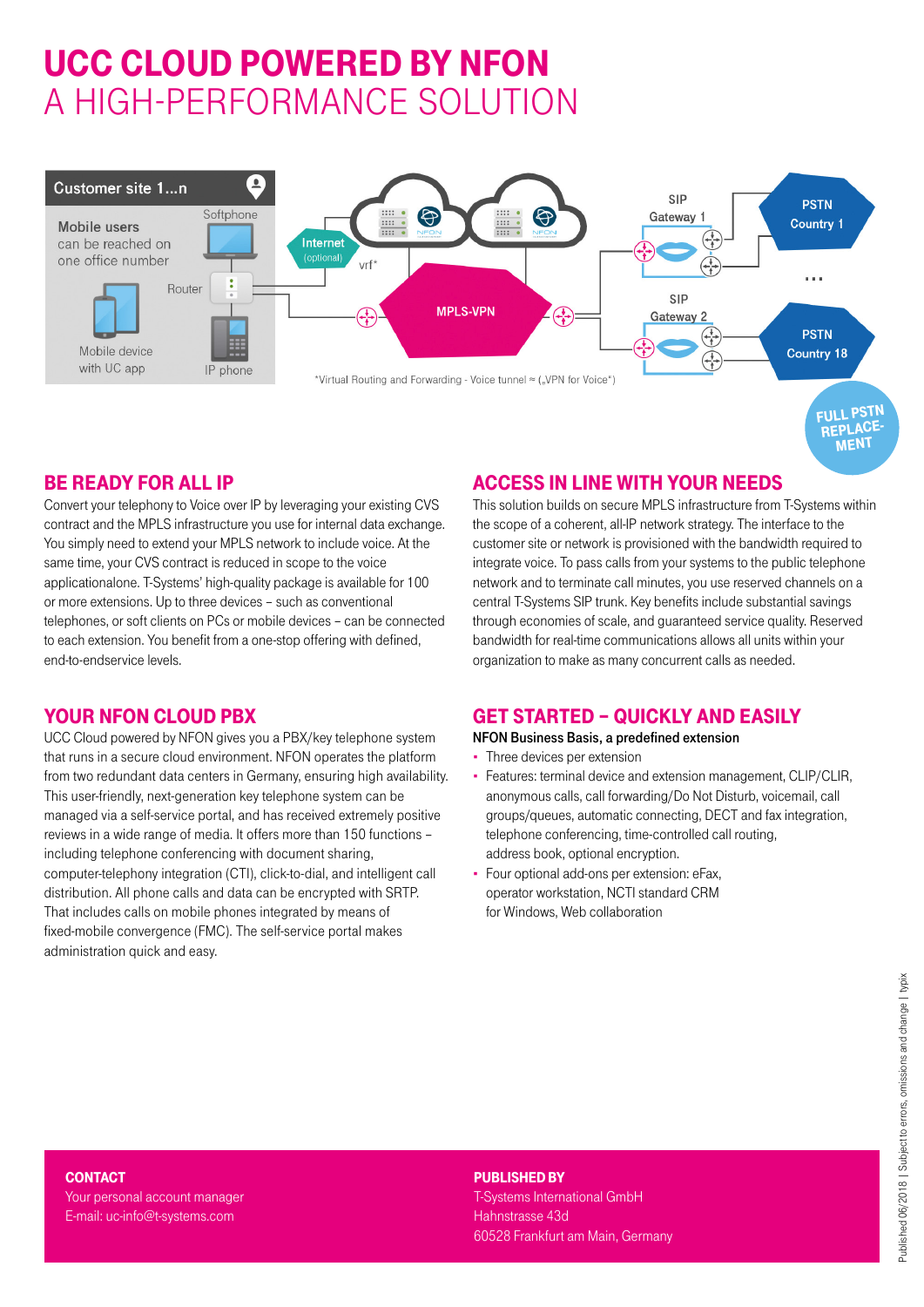# UCC CLOUD POWERED BY NFON
A HIGH-PERFORMANCE SOLUTION

Customer site 1...n

Mobile users can be reached on one office number

Softphone

Router

Mobile device with UC app

IP phone

Internet (optional)

vrf*

MPLS-VPN

SIP Gateway 1

SIP Gateway 2

PSTN Country 1

...

PSTN Country 18

*Virtual Routing and Forwarding - Voice tunnel ≈ („VPN for Voice")

FULL PSTN REPLACE-MENT

## BE READY FOR ALL IP

Convert your telephony to Voice over IP by leveraging your existing CVS contract and the MPLS infrastructure you use for internal data exchange. You simply need to extend your MPLS network to include voice. At the same time, your CVS contract is reduced in scope to the voice applicationalone. T-Systems' high-quality package is available for 100 or more extensions. Up to three devices – such as conventional telephones, or soft clients on PCs or mobile devices – can be connected to each extension. You benefit from a one-stop offering with defined, end-to-endservice levels.

## YOUR NFON CLOUD PBX

UCC Cloud powered by NFON gives you a PBX/key telephone system that runs in a secure cloud environment. NFON operates the platform from two redundant data centers in Germany, ensuring high availability. This user-friendly, next-generation key telephone system can be managed via a self-service portal, and has received extremely positive reviews in a wide range of media. It offers more than 150 functions – including telephone conferencing with document sharing, computer-telephony integration (CTI), click-to-dial, and intelligent call distribution. All phone calls and data can be encrypted with SRTP. That includes calls on mobile phones integrated by means of fixed-mobile convergence (FMC). The self-service portal makes administration quick and easy.

## ACCESS IN LINE WITH YOUR NEEDS

This solution builds on secure MPLS infrastructure from T-Systems within the scope of a coherent, all-IP network strategy. The interface to the customer site or network is provisioned with the bandwidth required to integrate voice. To pass calls from your systems to the public telephone network and to terminate call minutes, you use reserved channels on a central T-Systems SIP trunk. Key benefits include substantial savings through economies of scale, and guaranteed service quality. Reserved bandwidth for real-time communications allows all units within your organization to make as many concurrent calls as needed.

## GET STARTED – QUICKLY AND EASILY

**NFON Business Basis, a predefined extension**

- Three devices per extension
- Features: terminal device and extension management, CLIP/CLIR, anonymous calls, call forwarding/Do Not Disturb, voicemail, call groups/queues, automatic connecting, DECT and fax integration, telephone conferencing, time-controlled call routing, address book, optional encryption.
- Four optional add-ons per extension: eFax, operator workstation, NCTI standard CRM for Windows, Web collaboration

**CONTACT**
Your personal account manager
E-mail: uc-info@t-systems.com

**PUBLISHED BY**
T-Systems International GmbH
Hahnstrasse 43d
60528 Frankfurt am Main, Germany

Published 06/2018 | Subject to errors, omissions and change | typix